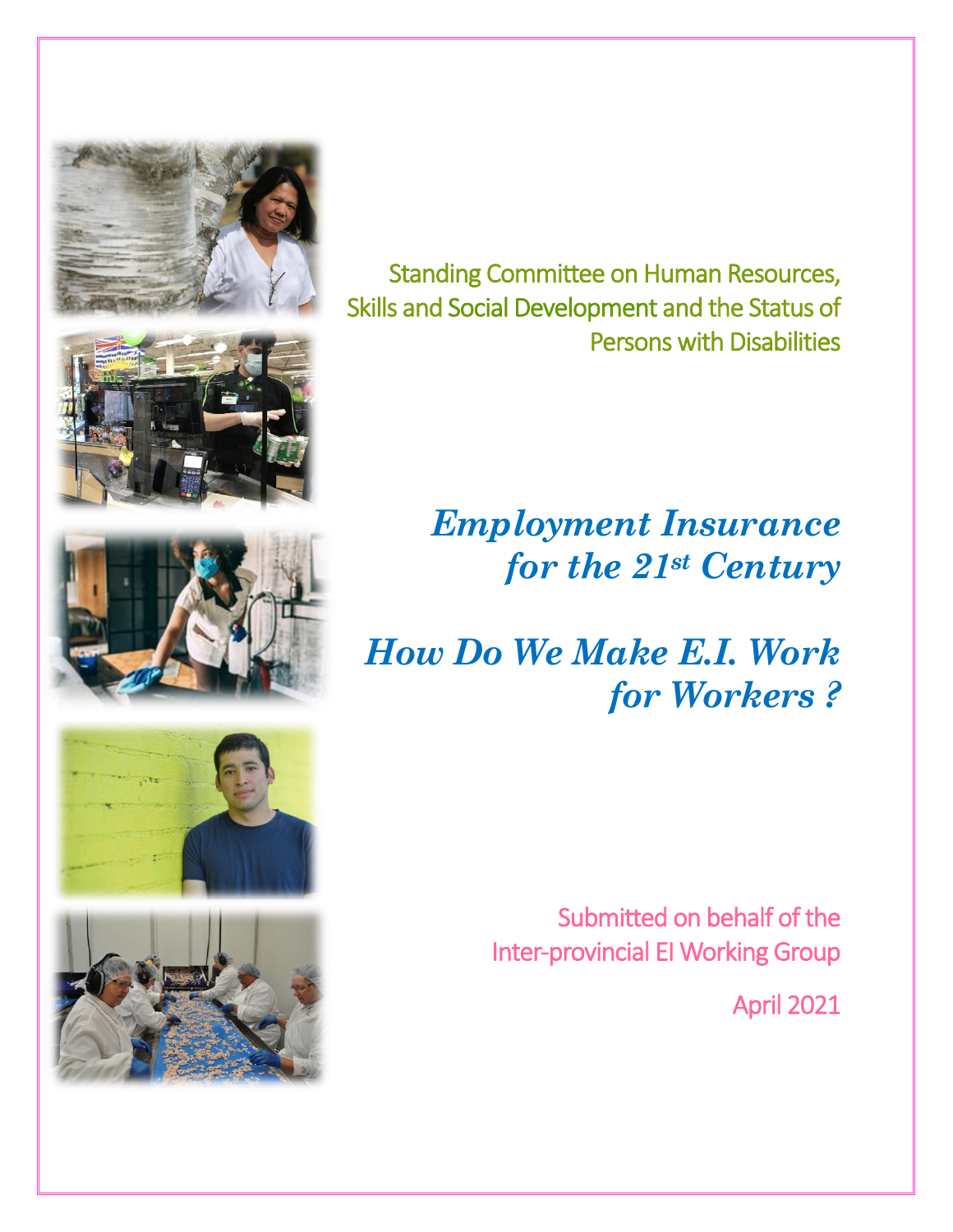Standing Committee on Human Resources, Skills and Social Development and the Status of Persons with Disabilities

# *Employment Insurance for the 21st Century*

# *How Do We Make E.I. Work for Workers ?*

Submitted on behalf of the Inter-provincial EI Working Group

April 2021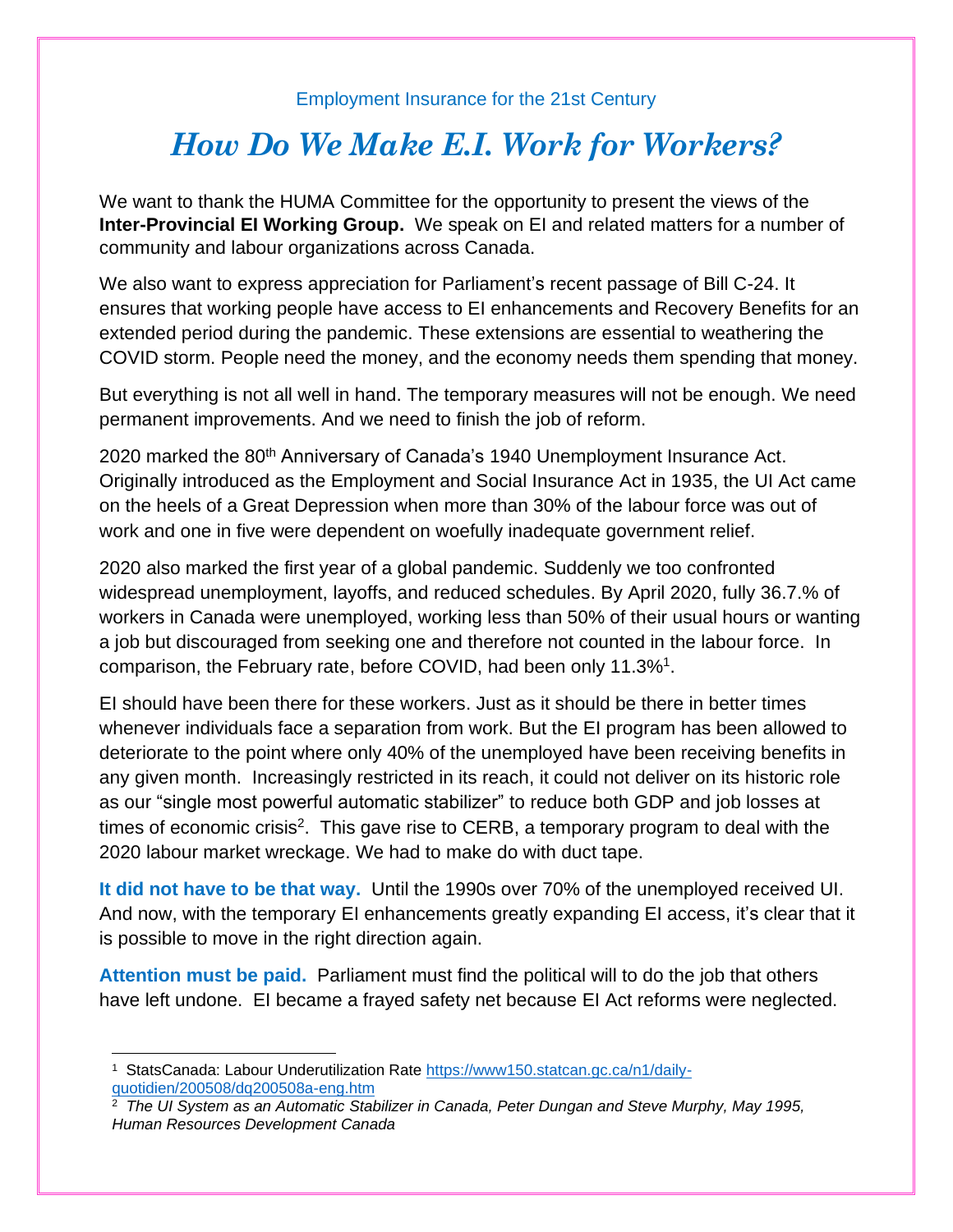Employment Insurance for the 21st Century

# *How Do We Make E.I. Work for Workers?*

We want to thank the HUMA Committee for the opportunity to present the views of the **Inter-Provincial EI Working Group.** We speak on EI and related matters for a number of community and labour organizations across Canada.

We also want to express appreciation for Parliament's recent passage of Bill C-24. It ensures that working people have access to EI enhancements and Recovery Benefits for an extended period during the pandemic. These extensions are essential to weathering the COVID storm. People need the money, and the economy needs them spending that money.

But everything is not all well in hand. The temporary measures will not be enough. We need permanent improvements. And we need to finish the job of reform.

2020 marked the 80th Anniversary of Canada's 1940 Unemployment Insurance Act. Originally introduced as the Employment and Social Insurance Act in 1935, the UI Act came on the heels of a Great Depression when more than 30% of the labour force was out of work and one in five were dependent on woefully inadequate government relief.

2020 also marked the first year of a global pandemic. Suddenly we too confronted widespread unemployment, layoffs, and reduced schedules. By April 2020, fully 36.7.% of workers in Canada were unemployed, working less than 50% of their usual hours or wanting a job but discouraged from seeking one and therefore not counted in the labour force. In comparison, the February rate, before COVID, had been only 11.3%[1].

EI should have been there for these workers. Just as it should be there in better times whenever individuals face a separation from work. But the EI program has been allowed to deteriorate to the point where only 40% of the unemployed have been receiving benefits in any given month. Increasingly restricted in its reach, it could not deliver on its historic role as our "single most powerful automatic stabilizer" to reduce both GDP and job losses at times of economic crisis[2]. This gave rise to CERB, a temporary program to deal with the 2020 labour market wreckage. We had to make do with duct tape.

**It did not have to be that way.** Until the 1990s over 70% of the unemployed received UI. And now, with the temporary EI enhancements greatly expanding EI access, it's clear that it is possible to move in the right direction again.

**Attention must be paid.** Parliament must find the political will to do the job that others have left undone. EI became a frayed safety net because EI Act reforms were neglected.

---

[1] StatsCanada: Labour Underutilization Rate https://www150.statcan.gc.ca/n1/daily-quotidien/200508/dq200508a-eng.htm

[2] *The UI System as an Automatic Stabilizer in Canada, Peter Dungan and Steve Murphy, May 1995, Human Resources Development Canada*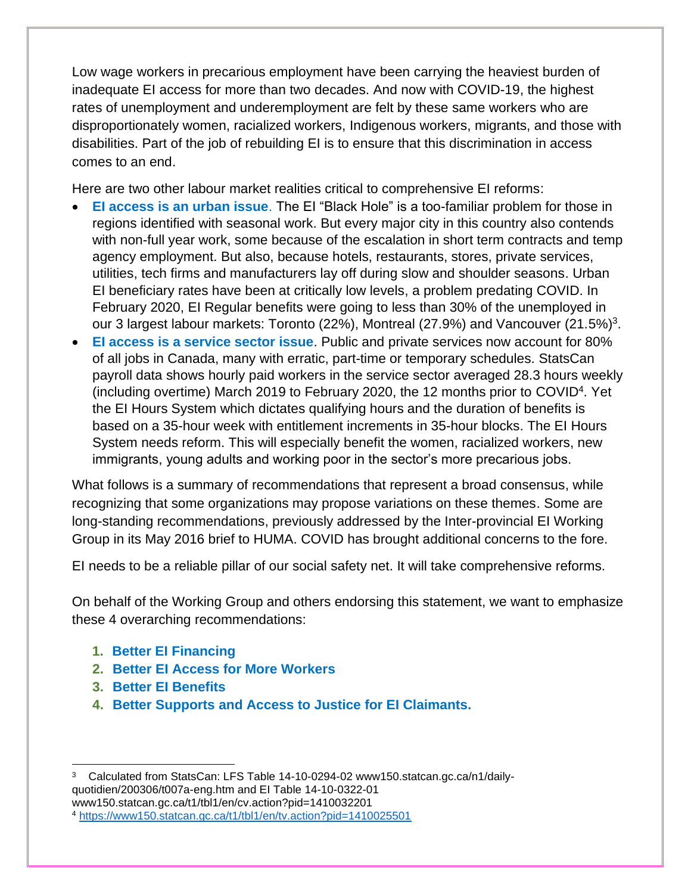Low wage workers in precarious employment have been carrying the heaviest burden of inadequate EI access for more than two decades. And now with COVID-19, the highest rates of unemployment and underemployment are felt by these same workers who are disproportionately women, racialized workers, Indigenous workers, migrants, and those with disabilities. Part of the job of rebuilding EI is to ensure that this discrimination in access comes to an end.

Here are two other labour market realities critical to comprehensive EI reforms:

- **EI access is an urban issue**. The EI "Black Hole" is a too-familiar problem for those in regions identified with seasonal work. But every major city in this country also contends with non-full year work, some because of the escalation in short term contracts and temp agency employment. But also, because hotels, restaurants, stores, private services, utilities, tech firms and manufacturers lay off during slow and shoulder seasons. Urban EI beneficiary rates have been at critically low levels, a problem predating COVID. In February 2020, EI Regular benefits were going to less than 30% of the unemployed in our 3 largest labour markets: Toronto (22%), Montreal (27.9%) and Vancouver (21.5%)[3].
- **EI access is a service sector issue**. Public and private services now account for 80% of all jobs in Canada, many with erratic, part-time or temporary schedules. StatsCan payroll data shows hourly paid workers in the service sector averaged 28.3 hours weekly (including overtime) March 2019 to February 2020, the 12 months prior to COVID[4]. Yet the EI Hours System which dictates qualifying hours and the duration of benefits is based on a 35-hour week with entitlement increments in 35-hour blocks. The EI Hours System needs reform. This will especially benefit the women, racialized workers, new immigrants, young adults and working poor in the sector's more precarious jobs.

What follows is a summary of recommendations that represent a broad consensus, while recognizing that some organizations may propose variations on these themes. Some are long-standing recommendations, previously addressed by the Inter-provincial EI Working Group in its May 2016 brief to HUMA. COVID has brought additional concerns to the fore.

EI needs to be a reliable pillar of our social safety net. It will take comprehensive reforms.

On behalf of the Working Group and others endorsing this statement, we want to emphasize these 4 overarching recommendations:

1. **Better EI Financing**
2. **Better EI Access for More Workers**
3. **Better EI Benefits**
4. **Better Supports and Access to Justice for EI Claimants.**

---

[3] Calculated from StatsCan: LFS Table 14-10-0294-02 www150.statcan.gc.ca/n1/daily-quotidien/200306/t007a-eng.htm and EI Table 14-10-0322-01 www150.statcan.gc.ca/t1/tbl1/en/cv.action?pid=1410032201

[4] https://www150.statcan.gc.ca/t1/tbl1/en/tv.action?pid=1410025501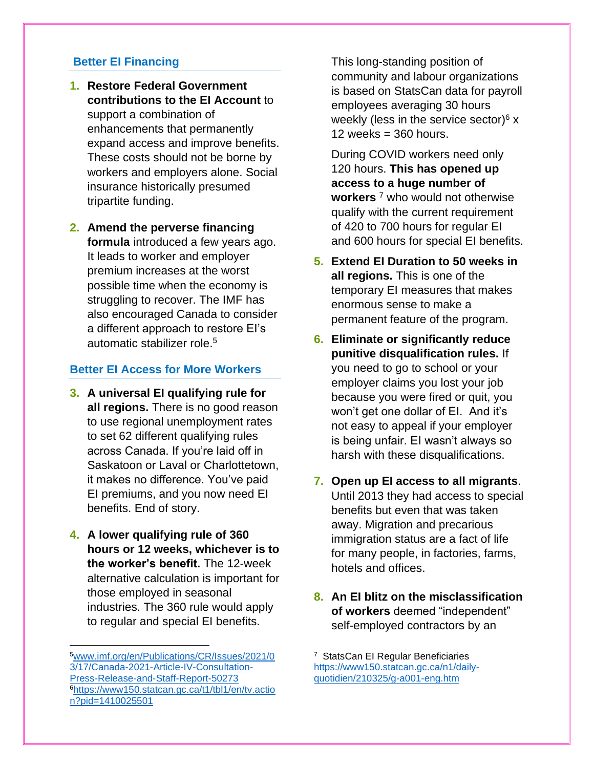## Better EI Financing

1. **Restore Federal Government contributions to the EI Account** to support a combination of enhancements that permanently expand access and improve benefits. These costs should not be borne by workers and employers alone. Social insurance historically presumed tripartite funding.

2. **Amend the perverse financing formula** introduced a few years ago. It leads to worker and employer premium increases at the worst possible time when the economy is struggling to recover. The IMF has also encouraged Canada to consider a different approach to restore EI's automatic stabilizer role.[5]

## Better EI Access for More Workers

3. **A universal EI qualifying rule for all regions.** There is no good reason to use regional unemployment rates to set 62 different qualifying rules across Canada. If you're laid off in Saskatoon or Laval or Charlottetown, it makes no difference. You've paid EI premiums, and you now need EI benefits. End of story.

4. **A lower qualifying rule of 360 hours or 12 weeks, whichever is to the worker's benefit.** The 12-week alternative calculation is important for those employed in seasonal industries. The 360 rule would apply to regular and special EI benefits.

   This long-standing position of community and labour organizations is based on StatsCan data for payroll employees averaging 30 hours weekly (less in the service sector)[6] x 12 weeks = 360 hours.

   During COVID workers need only 120 hours. **This has opened up access to a huge number of workers** [7] who would not otherwise qualify with the current requirement of 420 to 700 hours for regular EI and 600 hours for special EI benefits.

5. **Extend EI Duration to 50 weeks in all regions.** This is one of the temporary EI measures that makes enormous sense to make a permanent feature of the program.

6. **Eliminate or significantly reduce punitive disqualification rules.** If you need to go to school or your employer claims you lost your job because you were fired or quit, you won't get one dollar of EI. And it's not easy to appeal if your employer is being unfair. EI wasn't always so harsh with these disqualifications.

7. **Open up EI access to all migrants**. Until 2013 they had access to special benefits but even that was taken away. Migration and precarious immigration status are a fact of life for many people, in factories, farms, hotels and offices.

8. **An EI blitz on the misclassification of workers** deemed "independent" self-employed contractors by an

---

[5] www.imf.org/en/Publications/CR/Issues/2021/03/17/Canada-2021-Article-IV-Consultation-Press-Release-and-Staff-Report-50273

[6] https://www150.statcan.gc.ca/t1/tbl1/en/tv.action?pid=1410025501

[7] StatsCan EI Regular Beneficiaries https://www150.statcan.gc.ca/n1/daily-quotidien/210325/g-a001-eng.htm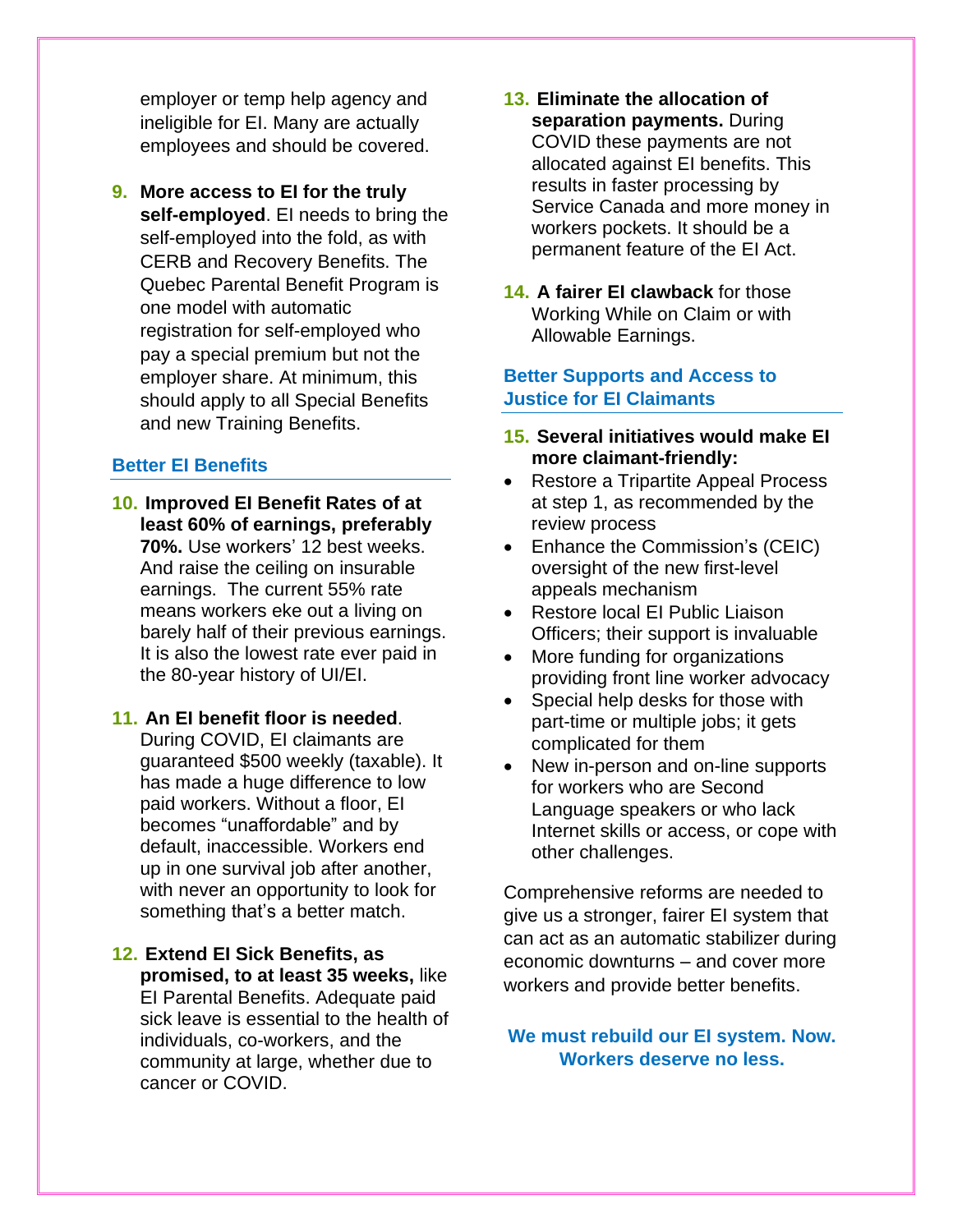employer or temp help agency and ineligible for EI. Many are actually employees and should be covered.

9. **More access to EI for the truly self-employed**. EI needs to bring the self-employed into the fold, as with CERB and Recovery Benefits. The Quebec Parental Benefit Program is one model with automatic registration for self-employed who pay a special premium but not the employer share. At minimum, this should apply to all Special Benefits and new Training Benefits.

## Better EI Benefits

10. **Improved EI Benefit Rates of at least 60% of earnings, preferably 70%.** Use workers' 12 best weeks. And raise the ceiling on insurable earnings. The current 55% rate means workers eke out a living on barely half of their previous earnings. It is also the lowest rate ever paid in the 80-year history of UI/EI.

11. **An EI benefit floor is needed**. During COVID, EI claimants are guaranteed $500 weekly (taxable). It has made a huge difference to low paid workers. Without a floor, EI becomes "unaffordable" and by default, inaccessible. Workers end up in one survival job after another, with never an opportunity to look for something that's a better match.

12. **Extend EI Sick Benefits, as promised, to at least 35 weeks,** like EI Parental Benefits. Adequate paid sick leave is essential to the health of individuals, co-workers, and the community at large, whether due to cancer or COVID.

13. **Eliminate the allocation of separation payments.** During COVID these payments are not allocated against EI benefits. This results in faster processing by Service Canada and more money in workers pockets. It should be a permanent feature of the EI Act.

14. **A fairer EI clawback** for those Working While on Claim or with Allowable Earnings.

## Better Supports and Access to Justice for EI Claimants

15. **Several initiatives would make EI more claimant-friendly:**

- Restore a Tripartite Appeal Process at step 1, as recommended by the review process
- Enhance the Commission's (CEIC) oversight of the new first-level appeals mechanism
- Restore local EI Public Liaison Officers; their support is invaluable
- More funding for organizations providing front line worker advocacy
- Special help desks for those with part-time or multiple jobs; it gets complicated for them
- New in-person and on-line supports for workers who are Second Language speakers or who lack Internet skills or access, or cope with other challenges.

Comprehensive reforms are needed to give us a stronger, fairer EI system that can act as an automatic stabilizer during economic downturns – and cover more workers and provide better benefits.

**We must rebuild our EI system. Now. Workers deserve no less.**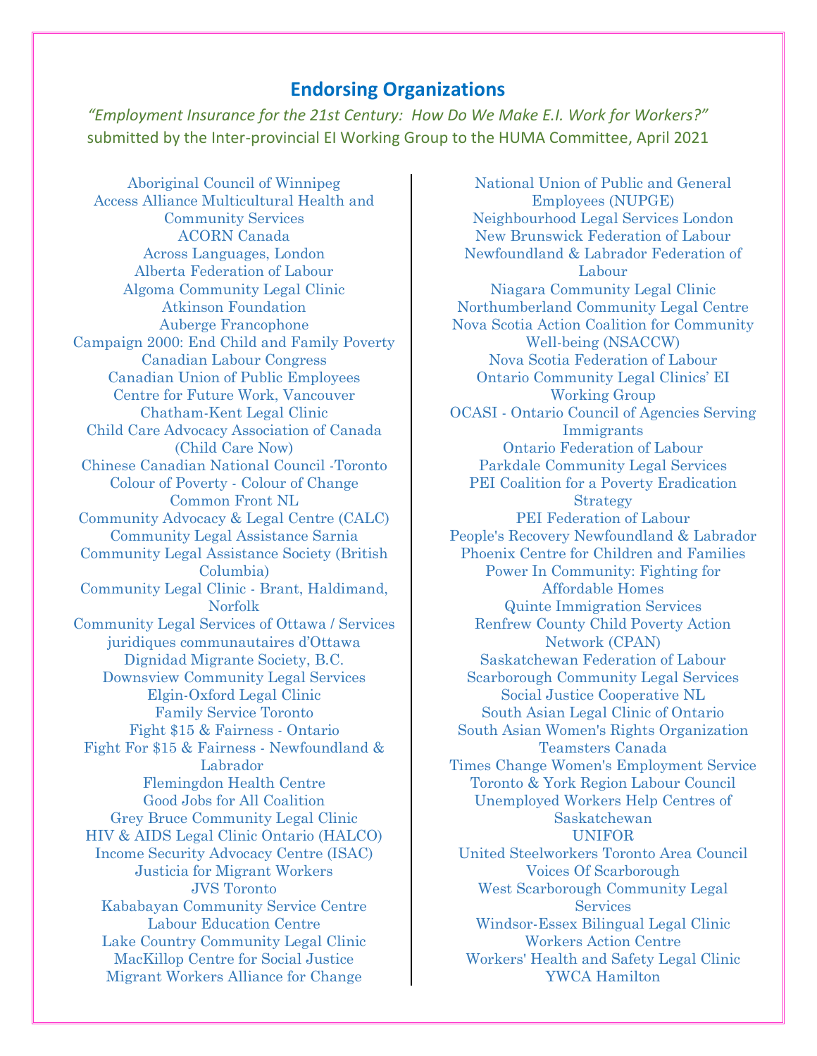## Endorsing Organizations

*"Employment Insurance for the 21st Century: How Do We Make E.I. Work for Workers?"*
submitted by the Inter-provincial EI Working Group to the HUMA Committee, April 2021

Aboriginal Council of Winnipeg
Access Alliance Multicultural Health and Community Services
ACORN Canada
Across Languages, London
Alberta Federation of Labour
Algoma Community Legal Clinic
Atkinson Foundation
Auberge Francophone
Campaign 2000: End Child and Family Poverty
Canadian Labour Congress
Canadian Union of Public Employees
Centre for Future Work, Vancouver
Chatham-Kent Legal Clinic
Child Care Advocacy Association of Canada (Child Care Now)
Chinese Canadian National Council -Toronto
Colour of Poverty - Colour of Change
Common Front NL
Community Advocacy & Legal Centre (CALC)
Community Legal Assistance Sarnia
Community Legal Assistance Society (British Columbia)
Community Legal Clinic - Brant, Haldimand, Norfolk
Community Legal Services of Ottawa / Services juridiques communautaires d'Ottawa
Dignidad Migrante Society, B.C.
Downsview Community Legal Services
Elgin-Oxford Legal Clinic
Family Service Toronto
Fight $15 & Fairness - Ontario
Fight For $15 & Fairness - Newfoundland & Labrador
Flemingdon Health Centre
Good Jobs for All Coalition
Grey Bruce Community Legal Clinic
HIV & AIDS Legal Clinic Ontario (HALCO)
Income Security Advocacy Centre (ISAC)
Justicia for Migrant Workers
JVS Toronto
Kababayan Community Service Centre
Labour Education Centre
Lake Country Community Legal Clinic
MacKillop Centre for Social Justice
Migrant Workers Alliance for Change
National Union of Public and General Employees (NUPGE)
Neighbourhood Legal Services London
New Brunswick Federation of Labour
Newfoundland & Labrador Federation of Labour
Niagara Community Legal Clinic
Northumberland Community Legal Centre
Nova Scotia Action Coalition for Community Well-being (NSACCW)
Nova Scotia Federation of Labour
Ontario Community Legal Clinics' EI Working Group
OCASI - Ontario Council of Agencies Serving Immigrants
Ontario Federation of Labour
Parkdale Community Legal Services
PEI Coalition for a Poverty Eradication Strategy
PEI Federation of Labour
People's Recovery Newfoundland & Labrador
Phoenix Centre for Children and Families
Power In Community: Fighting for Affordable Homes
Quinte Immigration Services
Renfrew County Child Poverty Action Network (CPAN)
Saskatchewan Federation of Labour
Scarborough Community Legal Services
Social Justice Cooperative NL
South Asian Legal Clinic of Ontario
South Asian Women's Rights Organization
Teamsters Canada
Times Change Women's Employment Service
Toronto & York Region Labour Council
Unemployed Workers Help Centres of Saskatchewan
UNIFOR
United Steelworkers Toronto Area Council
Voices Of Scarborough
West Scarborough Community Legal Services
Windsor-Essex Bilingual Legal Clinic
Workers Action Centre
Workers' Health and Safety Legal Clinic
YWCA Hamilton